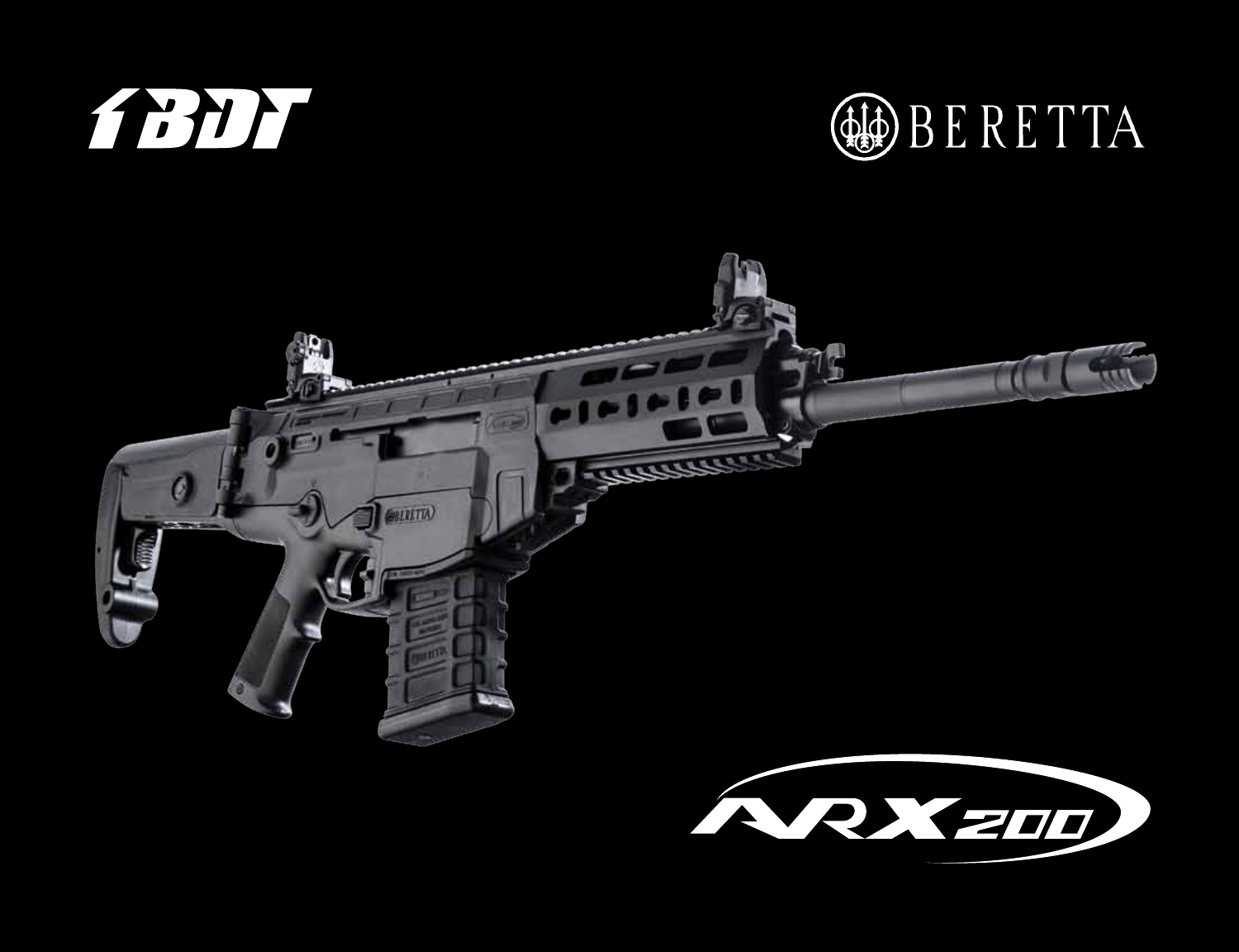BDT

BERETTA

ARX200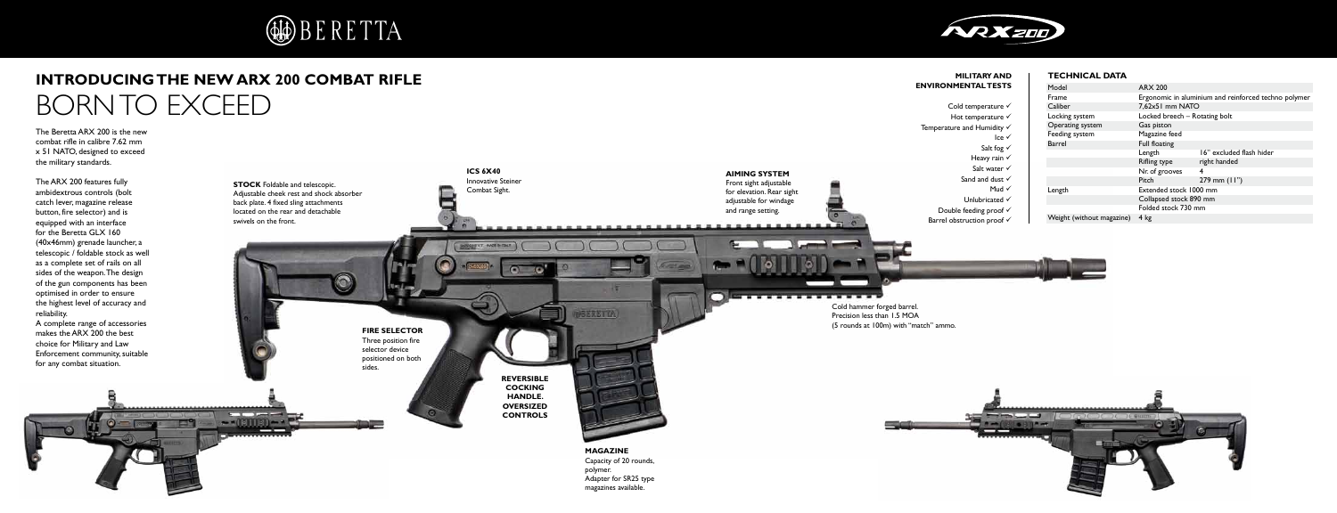# INTRODUCING THE NEW ARX 200 COMBAT RIFLE

## BORN TO EXCEED

The Beretta ARX 200 is the new combat rifle in calibre 7.62 mm x 51 NATO, designed to exceed the military standards.

The ARX 200 features fully ambidextrous controls (bolt catch lever, magazine release button, fire selector) and is equipped with an interface for the Beretta GLX 160 (40x46mm) grenade launcher, a telescopic / foldable stock as well as a complete set of rails on all sides of the weapon. The design of the gun components has been optimised in order to ensure the highest level of accuracy and reliability.
A complete range of accessories makes the ARX 200 the best choice for Military and Law Enforcement community, suitable for any combat situation.

**STOCK** Foldable and telescopic. Adjustable cheek rest and shock absorber back plate. 4 fixed sling attachments located on the rear and detachable swivels on the front.

**ICS 6X40**
Innovative Steiner Combat Sight.

**AIMING SYSTEM**
Front sight adjustable for elevation. Rear sight adjustable for windage and range setting.

**FIRE SELECTOR**
Three position fire selector device positioned on both sides.

**REVERSIBLE COCKING HANDLE. OVERSIZED CONTROLS**

**MAGAZINE**
Capacity of 20 rounds, polymer.
Adapter for SR25 type magazines available.

Cold hammer forged barrel.
Precision less than 1.5 MOA
(5 rounds at 100m) with "match" ammo.

### MILITARY AND ENVIRONMENTAL TESTS

- Cold temperature ✓
- Hot temperature ✓
- Temperature and Humidity ✓
- Ice ✓
- Salt fog ✓
- Heavy rain ✓
- Salt water ✓
- Sand and dust ✓
- Mud ✓
- Unlubricated ✓
- Double feeding proof ✓
- Barrel obstruction proof ✓

### TECHNICAL DATA

| | | |
|---|---|---|
| Model | ARX 200 | |
| Frame | Ergonomic in aluminium and reinforced techno polymer | |
| Caliber | 7,62x51 mm NATO | |
| Locking system | Locked breech – Rotating bolt | |
| Operating system | Gas piston | |
| Feeding system | Magazine feed | |
| Barrel | Full floating | |
| | Length | 16" excluded flash hider |
| | Rifling type | right handed |
| | Nr. of grooves | 4 |
| | Pitch | 279 mm (11") |
| Length | Extended stock 1000 mm | |
| | Collapsed stock 890 mm | |
| | Folded stock 730 mm | |
| Weight (without magazine) | 4 kg | |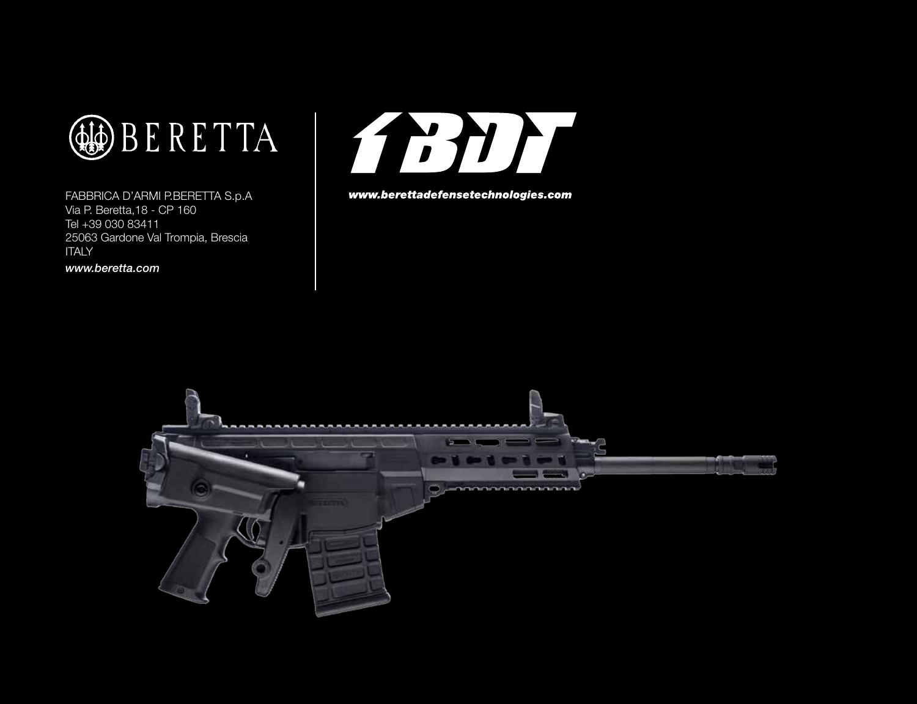BERETTA

FABBRICA D'ARMI P.BERETTA S.p.A
Via P. Beretta,18 - CP 160
Tel +39 030 83411
25063 Gardone Val Trompia, Brescia
ITALY
*www.beretta.com*

BDT

***www.berettadefensetechnologies.com***